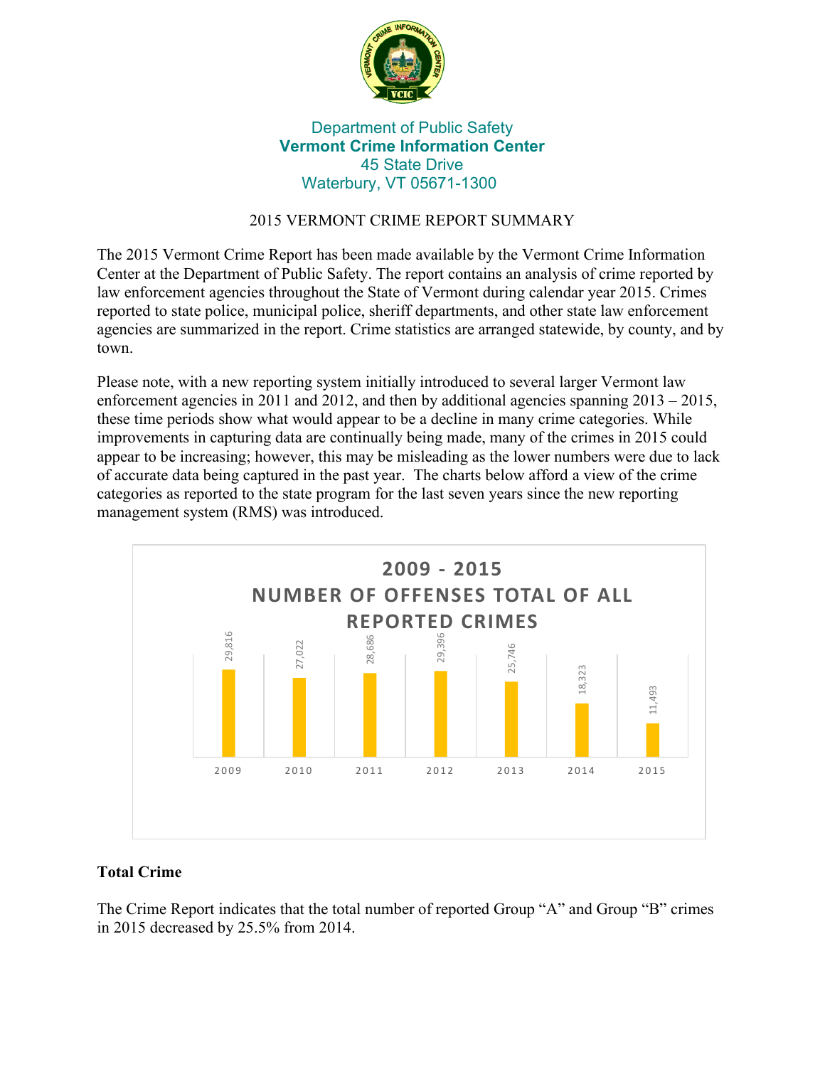Department of Public Safety
**Vermont Crime Information Center**
45 State Drive
Waterbury, VT 05671-1300

# 2015 VERMONT CRIME REPORT SUMMARY

The 2015 Vermont Crime Report has been made available by the Vermont Crime Information Center at the Department of Public Safety. The report contains an analysis of crime reported by law enforcement agencies throughout the State of Vermont during calendar year 2015. Crimes reported to state police, municipal police, sheriff departments, and other state law enforcement agencies are summarized in the report. Crime statistics are arranged statewide, by county, and by town.

Please note, with a new reporting system initially introduced to several larger Vermont law enforcement agencies in 2011 and 2012, and then by additional agencies spanning 2013 – 2015, these time periods show what would appear to be a decline in many crime categories. While improvements in capturing data are continually being made, many of the crimes in 2015 could appear to be increasing; however, this may be misleading as the lower numbers were due to lack of accurate data being captured in the past year. The charts below afford a view of the crime categories as reported to the state program for the last seven years since the new reporting management system (RMS) was introduced.

**2009 - 2015 NUMBER OF OFFENSES TOTAL OF ALL REPORTED CRIMES**

| Year | Offenses |
|---|---|
| 2009 | 29,816 |
| 2010 | 27,022 |
| 2011 | 28,686 |
| 2012 | 29,396 |
| 2013 | 25,746 |
| 2014 | 18,323 |
| 2015 | 11,493 |

## Total Crime

The Crime Report indicates that the total number of reported Group "A" and Group "B" crimes in 2015 decreased by 25.5% from 2014.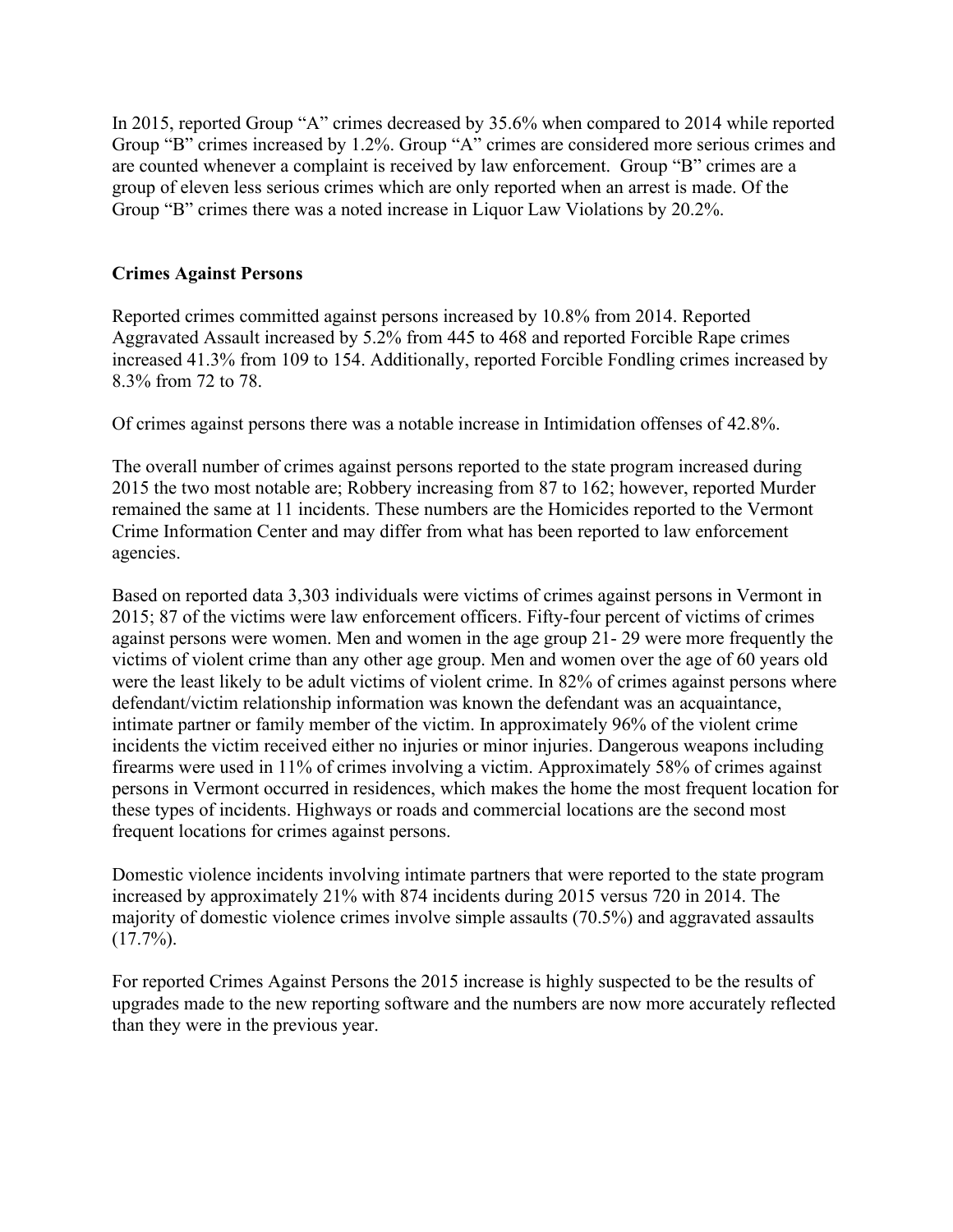In 2015, reported Group "A" crimes decreased by 35.6% when compared to 2014 while reported Group "B" crimes increased by 1.2%. Group "A" crimes are considered more serious crimes and are counted whenever a complaint is received by law enforcement. Group "B" crimes are a group of eleven less serious crimes which are only reported when an arrest is made. Of the Group "B" crimes there was a noted increase in Liquor Law Violations by 20.2%.

**Crimes Against Persons**

Reported crimes committed against persons increased by 10.8% from 2014. Reported Aggravated Assault increased by 5.2% from 445 to 468 and reported Forcible Rape crimes increased 41.3% from 109 to 154. Additionally, reported Forcible Fondling crimes increased by 8.3% from 72 to 78.

Of crimes against persons there was a notable increase in Intimidation offenses of 42.8%.

The overall number of crimes against persons reported to the state program increased during 2015 the two most notable are; Robbery increasing from 87 to 162; however, reported Murder remained the same at 11 incidents. These numbers are the Homicides reported to the Vermont Crime Information Center and may differ from what has been reported to law enforcement agencies.

Based on reported data 3,303 individuals were victims of crimes against persons in Vermont in 2015; 87 of the victims were law enforcement officers. Fifty-four percent of victims of crimes against persons were women. Men and women in the age group 21- 29 were more frequently the victims of violent crime than any other age group. Men and women over the age of 60 years old were the least likely to be adult victims of violent crime. In 82% of crimes against persons where defendant/victim relationship information was known the defendant was an acquaintance, intimate partner or family member of the victim. In approximately 96% of the violent crime incidents the victim received either no injuries or minor injuries. Dangerous weapons including firearms were used in 11% of crimes involving a victim. Approximately 58% of crimes against persons in Vermont occurred in residences, which makes the home the most frequent location for these types of incidents. Highways or roads and commercial locations are the second most frequent locations for crimes against persons.

Domestic violence incidents involving intimate partners that were reported to the state program increased by approximately 21% with 874 incidents during 2015 versus 720 in 2014. The majority of domestic violence crimes involve simple assaults (70.5%) and aggravated assaults (17.7%).

For reported Crimes Against Persons the 2015 increase is highly suspected to be the results of upgrades made to the new reporting software and the numbers are now more accurately reflected than they were in the previous year.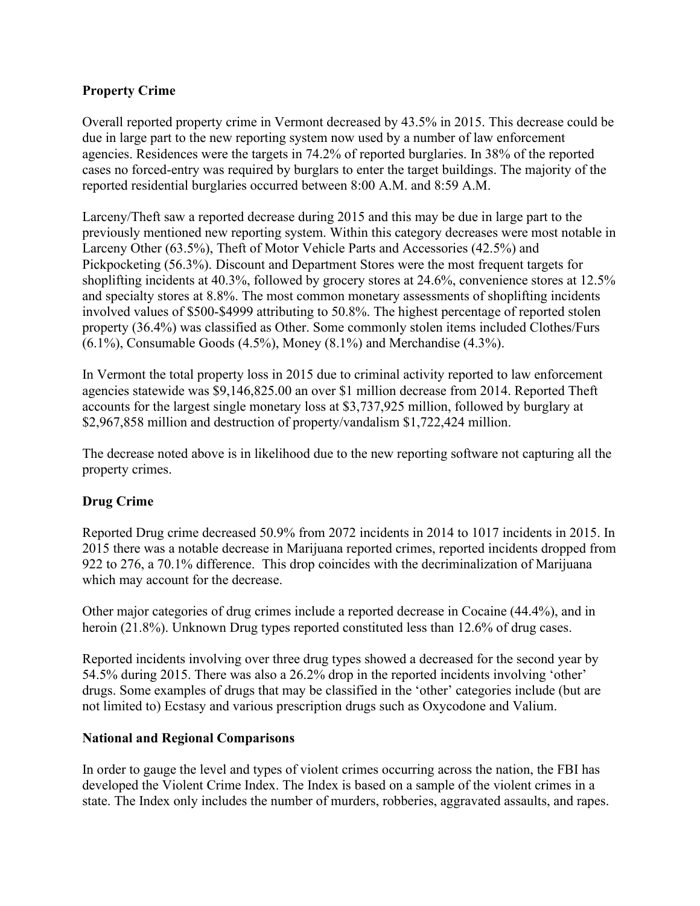**Property Crime**

Overall reported property crime in Vermont decreased by 43.5% in 2015. This decrease could be due in large part to the new reporting system now used by a number of law enforcement agencies. Residences were the targets in 74.2% of reported burglaries. In 38% of the reported cases no forced-entry was required by burglars to enter the target buildings. The majority of the reported residential burglaries occurred between 8:00 A.M. and 8:59 A.M.

Larceny/Theft saw a reported decrease during 2015 and this may be due in large part to the previously mentioned new reporting system. Within this category decreases were most notable in Larceny Other (63.5%), Theft of Motor Vehicle Parts and Accessories (42.5%) and Pickpocketing (56.3%). Discount and Department Stores were the most frequent targets for shoplifting incidents at 40.3%, followed by grocery stores at 24.6%, convenience stores at 12.5% and specialty stores at 8.8%. The most common monetary assessments of shoplifting incidents involved values of $500-$4999 attributing to 50.8%. The highest percentage of reported stolen property (36.4%) was classified as Other. Some commonly stolen items included Clothes/Furs (6.1%), Consumable Goods (4.5%), Money (8.1%) and Merchandise (4.3%).

In Vermont the total property loss in 2015 due to criminal activity reported to law enforcement agencies statewide was $9,146,825.00 an over $1 million decrease from 2014. Reported Theft accounts for the largest single monetary loss at $3,737,925 million, followed by burglary at $2,967,858 million and destruction of property/vandalism $1,722,424 million.

The decrease noted above is in likelihood due to the new reporting software not capturing all the property crimes.

**Drug Crime**

Reported Drug crime decreased 50.9% from 2072 incidents in 2014 to 1017 incidents in 2015. In 2015 there was a notable decrease in Marijuana reported crimes, reported incidents dropped from 922 to 276, a 70.1% difference. This drop coincides with the decriminalization of Marijuana which may account for the decrease.

Other major categories of drug crimes include a reported decrease in Cocaine (44.4%), and in heroin (21.8%). Unknown Drug types reported constituted less than 12.6% of drug cases.

Reported incidents involving over three drug types showed a decreased for the second year by 54.5% during 2015. There was also a 26.2% drop in the reported incidents involving 'other' drugs. Some examples of drugs that may be classified in the 'other' categories include (but are not limited to) Ecstasy and various prescription drugs such as Oxycodone and Valium.

**National and Regional Comparisons**

In order to gauge the level and types of violent crimes occurring across the nation, the FBI has developed the Violent Crime Index. The Index is based on a sample of the violent crimes in a state. The Index only includes the number of murders, robberies, aggravated assaults, and rapes.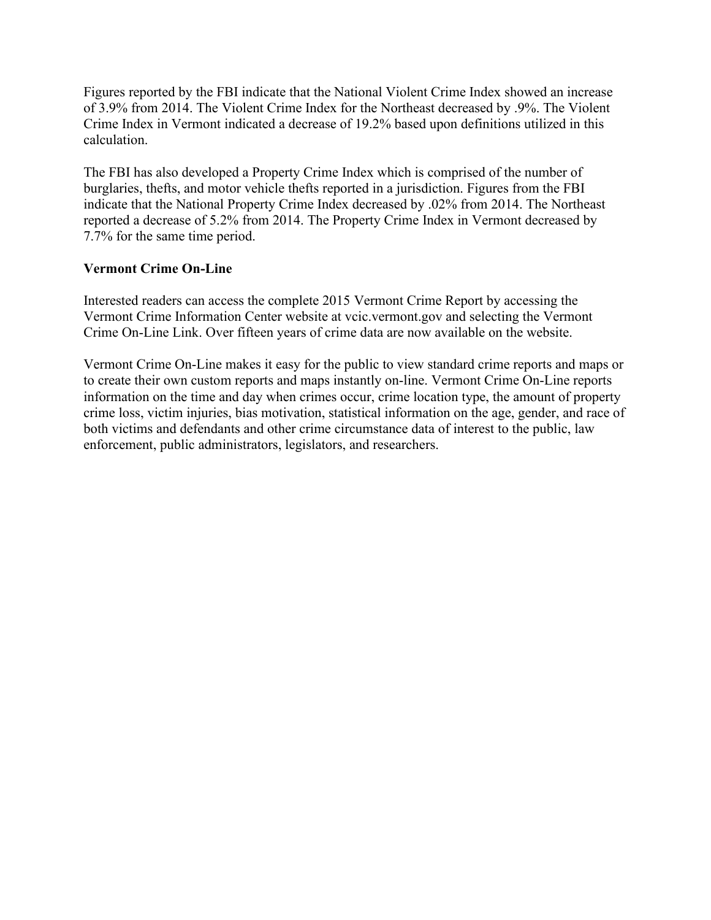Figures reported by the FBI indicate that the National Violent Crime Index showed an increase of 3.9% from 2014. The Violent Crime Index for the Northeast decreased by .9%. The Violent Crime Index in Vermont indicated a decrease of 19.2% based upon definitions utilized in this calculation.

The FBI has also developed a Property Crime Index which is comprised of the number of burglaries, thefts, and motor vehicle thefts reported in a jurisdiction. Figures from the FBI indicate that the National Property Crime Index decreased by .02% from 2014. The Northeast reported a decrease of 5.2% from 2014. The Property Crime Index in Vermont decreased by 7.7% for the same time period.

**Vermont Crime On-Line**

Interested readers can access the complete 2015 Vermont Crime Report by accessing the Vermont Crime Information Center website at vcic.vermont.gov and selecting the Vermont Crime On-Line Link. Over fifteen years of crime data are now available on the website.

Vermont Crime On-Line makes it easy for the public to view standard crime reports and maps or to create their own custom reports and maps instantly on-line. Vermont Crime On-Line reports information on the time and day when crimes occur, crime location type, the amount of property crime loss, victim injuries, bias motivation, statistical information on the age, gender, and race of both victims and defendants and other crime circumstance data of interest to the public, law enforcement, public administrators, legislators, and researchers.